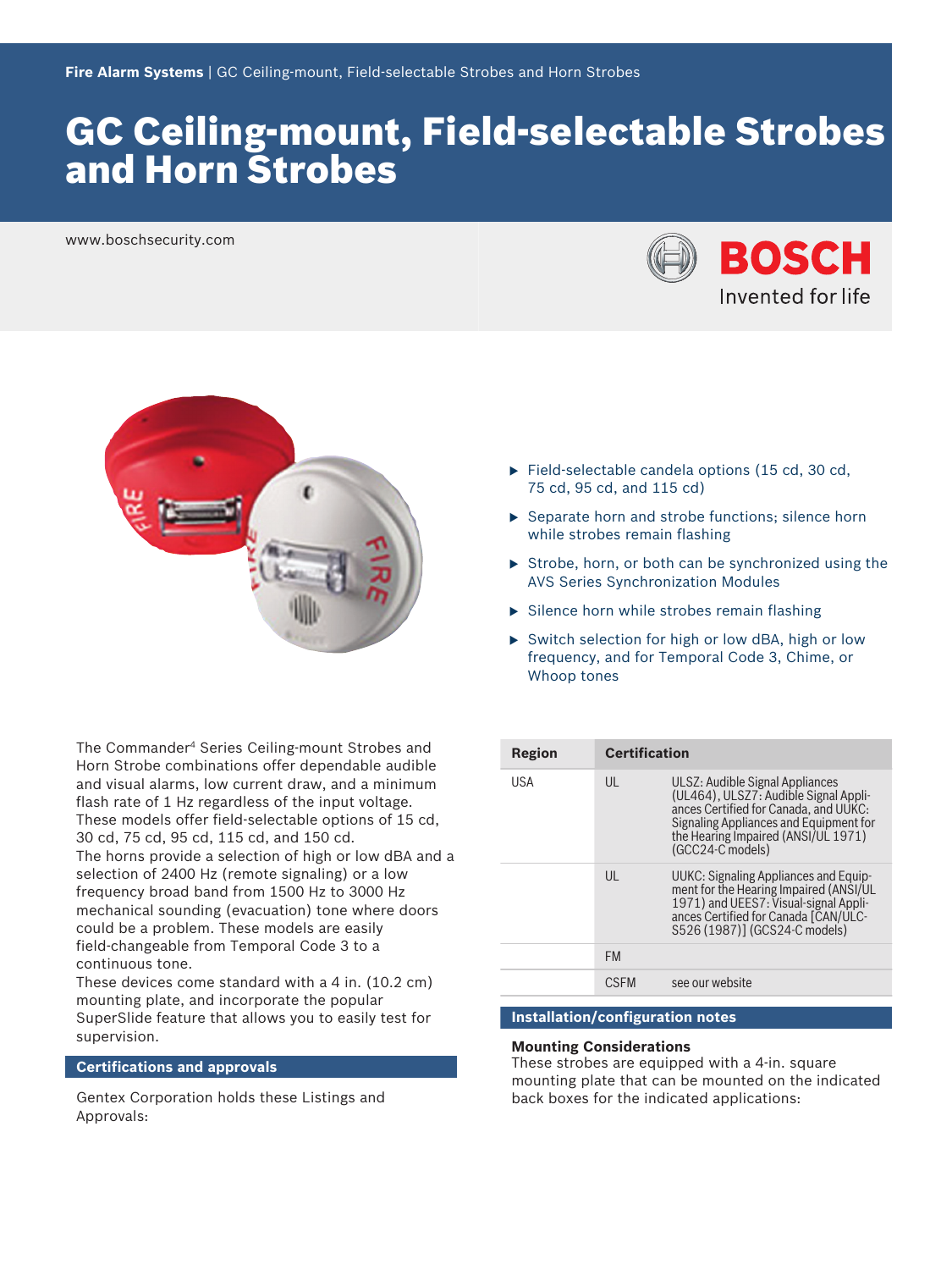Fire Alarm Systems | GC Ceiling-mount, Field-selectable Strobes and Horn Strobes

# GC Ceiling-mount, Field-selectable Strobes and Horn Strobes

www.boschsecurity.com

- Field-selectable candela options (15 cd, 30 cd, 75 cd, 95 cd, and 115 cd)
- Separate horn and strobe functions; silence horn while strobes remain flashing
- Strobe, horn, or both can be synchronized using the AVS Series Synchronization Modules
- Silence horn while strobes remain flashing
- Switch selection for high or low dBA, high or low frequency, and for Temporal Code 3, Chime, or Whoop tones

The Commander[4] Series Ceiling-mount Strobes and Horn Strobe combinations offer dependable audible and visual alarms, low current draw, and a minimum flash rate of 1 Hz regardless of the input voltage. These models offer field-selectable options of 15 cd, 30 cd, 75 cd, 95 cd, 115 cd, and 150 cd.

The horns provide a selection of high or low dBA and a selection of 2400 Hz (remote signaling) or a low frequency broad band from 1500 Hz to 3000 Hz mechanical sounding (evacuation) tone where doors could be a problem. These models are easily field-changeable from Temporal Code 3 to a continuous tone.

These devices come standard with a 4 in. (10.2 cm) mounting plate, and incorporate the popular SuperSlide feature that allows you to easily test for supervision.

## Certifications and approvals

Gentex Corporation holds these Listings and Approvals:

| Region | Certification | |
|---|---|---|
| USA | UL | ULSZ: Audible Signal Appliances (UL464), ULSZ7: Audible Signal Appliances Certified for Canada, and UUKC: Signaling Appliances and Equipment for the Hearing Impaired (ANSI/UL 1971) (GCC24-C models) |
| | UL | UUKC: Signaling Appliances and Equipment for the Hearing Impaired (ANSI/UL 1971) and UEES7: Visual-signal Appliances Certified for Canada [CAN/ULC-S526 (1987)] (GCS24-C models) |
| | FM | |
| | CSFM | see our website |

## Installation/configuration notes

### Mounting Considerations

These strobes are equipped with a 4-in. square mounting plate that can be mounted on the indicated back boxes for the indicated applications: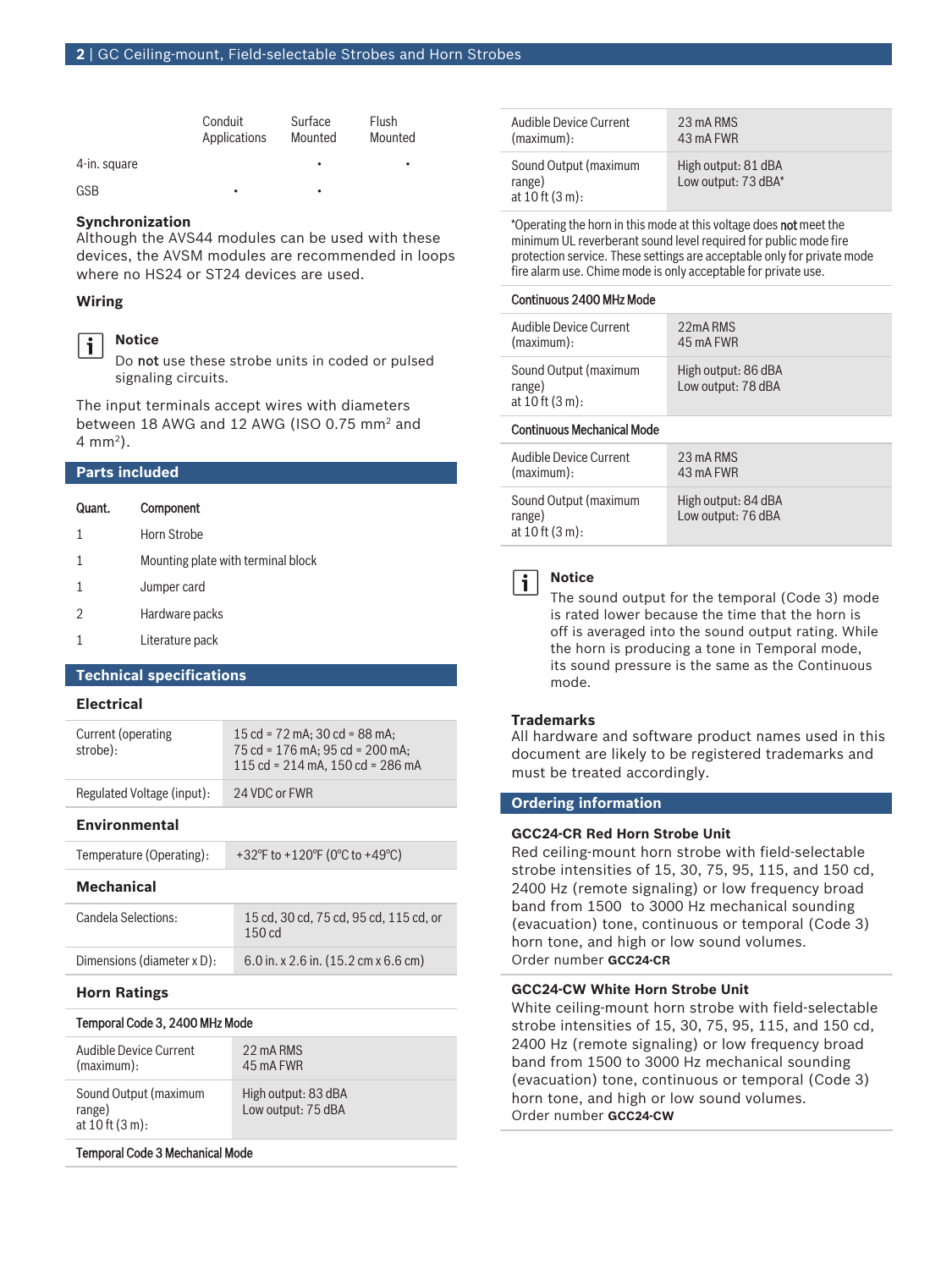| | Conduit Applications | Surface Mounted | Flush Mounted |
|---|---|---|---|
| 4-in. square | | • | • |
| GSB | • | • | |

### Synchronization

Although the AVS44 modules can be used with these devices, the AVSM modules are recommended in loops where no HS24 or ST24 devices are used.

### Wiring

> **Notice**
> Do **not** use these strobe units in coded or pulsed signaling circuits.

The input terminals accept wires with diameters between 18 AWG and 12 AWG (ISO 0.75 $mm^2$ and 4 $mm^2$).

## Parts included

| Quant. | Component |
|---|---|
| 1 | Horn Strobe |
| 1 | Mounting plate with terminal block |
| 1 | Jumper card |
| 2 | Hardware packs |
| 1 | Literature pack |

## Technical specifications

### Electrical

| | |
|---|---|
| Current (operating strobe): | 15 cd = 72 mA; 30 cd = 88 mA; 75 cd = 176 mA; 95 cd = 200 mA; 115 cd = 214 mA, 150 cd = 286 mA |
| Regulated Voltage (input): | 24 VDC or FWR |

### Environmental

| | |
|---|---|
| Temperature (Operating): | +32°F to +120°F (0°C to +49°C) |

### Mechanical

| | |
|---|---|
| Candela Selections: | 15 cd, 30 cd, 75 cd, 95 cd, 115 cd, or 150 cd |
| Dimensions (diameter x D): | 6.0 in. x 2.6 in. (15.2 cm x 6.6 cm) |

### Horn Ratings

**Temporal Code 3, 2400 MHz Mode**

| | |
|---|---|
| Audible Device Current (maximum): | 22 mA RMS<br>45 mA FWR |
| Sound Output (maximum range) at 10 ft (3 m): | High output: 83 dBA<br>Low output: 75 dBA |

**Temporal Code 3 Mechanical Mode**

| | |
|---|---|
| Audible Device Current (maximum): | 23 mA RMS<br>43 mA FWR |
| Sound Output (maximum range) at 10 ft (3 m): | High output: 81 dBA<br>Low output: 73 dBA* |

*Operating the horn in this mode at this voltage does **not** meet the minimum UL reverberant sound level required for public mode fire protection service. These settings are acceptable only for private mode fire alarm use. Chime mode is only acceptable for private use.

**Continuous 2400 MHz Mode**

| | |
|---|---|
| Audible Device Current (maximum): | 22mA RMS<br>45 mA FWR |
| Sound Output (maximum range) at 10 ft (3 m): | High output: 86 dBA<br>Low output: 78 dBA |

**Continuous Mechanical Mode**

| | |
|---|---|
| Audible Device Current (maximum): | 23 mA RMS<br>43 mA FWR |
| Sound Output (maximum range) at 10 ft (3 m): | High output: 84 dBA<br>Low output: 76 dBA |

> **Notice**
> The sound output for the temporal (Code 3) mode is rated lower because the time that the horn is off is averaged into the sound output rating. While the horn is producing a tone in Temporal mode, its sound pressure is the same as the Continuous mode.

### Trademarks

All hardware and software product names used in this document are likely to be registered trademarks and must be treated accordingly.

## Ordering information

**GCC24-CR Red Horn Strobe Unit**
Red ceiling-mount horn strobe with field-selectable strobe intensities of 15, 30, 75, 95, 115, and 150 cd, 2400 Hz (remote signaling) or low frequency broad band from 1500 to 3000 Hz mechanical sounding (evacuation) tone, continuous or temporal (Code 3) horn tone, and high or low sound volumes.
Order number **GCC24-CR**

**GCC24-CW White Horn Strobe Unit**
White ceiling-mount horn strobe with field-selectable strobe intensities of 15, 30, 75, 95, 115, and 150 cd, 2400 Hz (remote signaling) or low frequency broad band from 1500 to 3000 Hz mechanical sounding (evacuation) tone, continuous or temporal (Code 3) horn tone, and high or low sound volumes.
Order number **GCC24-CW**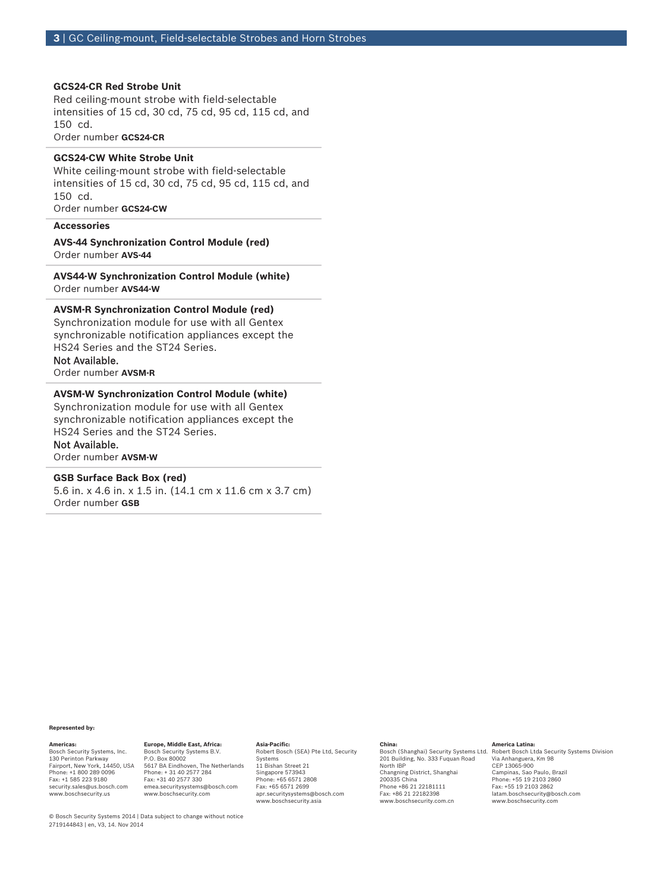**GCS24-CR Red Strobe Unit**

Red ceiling-mount strobe with field-selectable intensities of 15 cd, 30 cd, 75 cd, 95 cd, 115 cd, and 150 cd.

Order number **GCS24-CR**

**GCS24-CW White Strobe Unit**

White ceiling-mount strobe with field-selectable intensities of 15 cd, 30 cd, 75 cd, 95 cd, 115 cd, and 150 cd.

Order number **GCS24-CW**

**Accessories**

**AVS-44 Synchronization Control Module (red)**

Order number **AVS-44**

**AVS44-W Synchronization Control Module (white)**

Order number **AVS44-W**

**AVSM-R Synchronization Control Module (red)**

Synchronization module for use with all Gentex synchronizable notification appliances except the HS24 Series and the ST24 Series.

Not Available.

Order number **AVSM-R**

**AVSM-W Synchronization Control Module (white)**

Synchronization module for use with all Gentex synchronizable notification appliances except the HS24 Series and the ST24 Series.

Not Available.

Order number **AVSM-W**

**GSB Surface Back Box (red)**

5.6 in. x 4.6 in. x 1.5 in. (14.1 cm x 11.6 cm x 3.7 cm)

Order number **GSB**

**Represented by:**

**Americas:**
Bosch Security Systems, Inc.
130 Perinton Parkway
Fairport, New York, 14450, USA
Phone: +1 800 289 0096
Fax: +1 585 223 9180
security.sales@us.bosch.com
www.boschsecurity.us

**Europe, Middle East, Africa:**
Bosch Security Systems B.V.
P.O. Box 80002
5617 BA Eindhoven, The Netherlands
Phone: + 31 40 2577 284
Fax: +31 40 2577 330
emea.securitysystems@bosch.com
www.boschsecurity.com

**Asia-Pacific:**
Robert Bosch (SEA) Pte Ltd, Security Systems
11 Bishan Street 21
Singapore 573943
Phone: +65 6571 2808
Fax: +65 6571 2699
apr.securitysystems@bosch.com
www.boschsecurity.asia

**China:**
Bosch (Shanghai) Security Systems Ltd.
201 Building, No. 333 Fuquan Road
North IBP
Changning District, Shanghai
200335 China
Phone +86 21 22181111
Fax: +86 21 22182398
www.boschsecurity.com.cn

**America Latina:**
Robert Bosch Ltda Security Systems Division
Via Anhanguera, Km 98
CEP 13065-900
Campinas, Sao Paulo, Brazil
Phone: +55 19 2103 2860
Fax: +55 19 2103 2862
latam.boschsecurity@bosch.com
www.boschsecurity.com

© Bosch Security Systems 2014 | Data subject to change without notice
2719144843 | en, V3, 14. Nov 2014